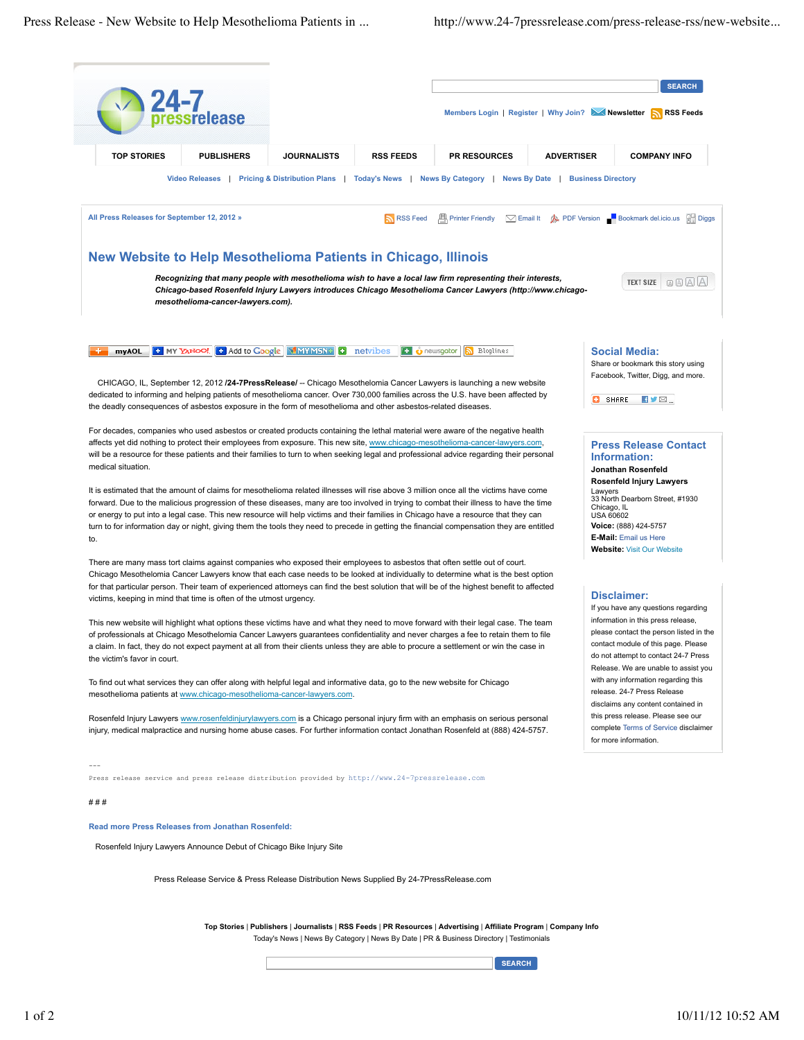Members Login | Register | Why Join? | Newsletter | RSS Feeds

TOP STORIES | PUBLISHERS | JOURNALISTS | RSS FEEDS | PR RESOURCES | ADVERTISER | COMPANY INFO

Video Releases | Pricing & Distribution Plans | Today's News | News By Category | News By Date | Business Directory

All Press Releases for September 12, 2012 »

RSS Feed | Printer Friendly | Email It | PDF Version | Bookmark del.icio.us | Diggs

# New Website to Help Mesothelioma Patients in Chicago, Illinois

***Recognizing that many people with mesothelioma wish to have a local law firm representing their interests, Chicago-based Rosenfeld Injury Lawyers introduces Chicago Mesothelioma Cancer Lawyers (http://www.chicago-mesothelioma-cancer-lawyers.com).***

CHICAGO, IL, September 12, 2012 **/24-7PressRelease/** -- Chicago Mesothelomia Cancer Lawyers is launching a new website dedicated to informing and helping patients of mesothelioma cancer. Over 730,000 families across the U.S. have been affected by the deadly consequences of asbestos exposure in the form of mesothelioma and other asbestos-related diseases.

For decades, companies who used asbestos or created products containing the lethal material were aware of the negative health affects yet did nothing to protect their employees from exposure. This new site, www.chicago-mesothelioma-cancer-lawyers.com, will be a resource for these patients and their families to turn to when seeking legal and professional advice regarding their personal medical situation.

It is estimated that the amount of claims for mesothelioma related illnesses will rise above 3 million once all the victims have come forward. Due to the malicious progression of these diseases, many are too involved in trying to combat their illness to have the time or energy to put into a legal case. This new resource will help victims and their families in Chicago have a resource that they can turn to for information day or night, giving them the tools they need to precede in getting the financial compensation they are entitled to.

There are many mass tort claims against companies who exposed their employees to asbestos that often settle out of court. Chicago Mesothelomia Cancer Lawyers know that each case needs to be looked at individually to determine what is the best option for that particular person. Their team of experienced attorneys can find the best solution that will be of the highest benefit to affected victims, keeping in mind that time is often of the utmost urgency.

This new website will highlight what options these victims have and what they need to move forward with their legal case. The team of professionals at Chicago Mesothelomia Cancer Lawyers guarantees confidentiality and never charges a fee to retain them to file a claim. In fact, they do not expect payment at all from their clients unless they are able to procure a settlement or win the case in the victim's favor in court.

To find out what services they can offer along with helpful legal and informative data, go to the new website for Chicago mesothelioma patients at www.chicago-mesothelioma-cancer-lawyers.com.

Rosenfeld Injury Lawyers www.rosenfeldinjurylawyers.com is a Chicago personal injury firm with an emphasis on serious personal injury, medical malpractice and nursing home abuse cases. For further information contact Jonathan Rosenfeld at (888) 424-5757.

---
Press release service and press release distribution provided by http://www.24-7pressrelease.com

# # #

**Read more Press Releases from Jonathan Rosenfeld:**

Rosenfeld Injury Lawyers Announce Debut of Chicago Bike Injury Site

Press Release Service & Press Release Distribution News Supplied By 24-7PressRelease.com

## Social Media:

Share or bookmark this story using Facebook, Twitter, Digg, and more.

## Press Release Contact Information:

**Jonathan Rosenfeld**
**Rosenfeld Injury Lawyers**
Lawyers
33 North Dearborn Street, #1930
Chicago, IL
USA 60602
**Voice:** (888) 424-5757
**E-Mail:** Email us Here
**Website:** Visit Our Website

## Disclaimer:

If you have any questions regarding information in this press release, please contact the person listed in the contact module of this page. Please do not attempt to contact 24-7 Press Release. We are unable to assist you with any information regarding this release. 24-7 Press Release disclaims any content contained in this press release. Please see our complete Terms of Service disclaimer for more information.

**Top Stories | Publishers | Journalists | RSS Feeds | PR Resources | Advertising | Affiliate Program | Company Info**
Today's News | News By Category | News By Date | PR & Business Directory | Testimonials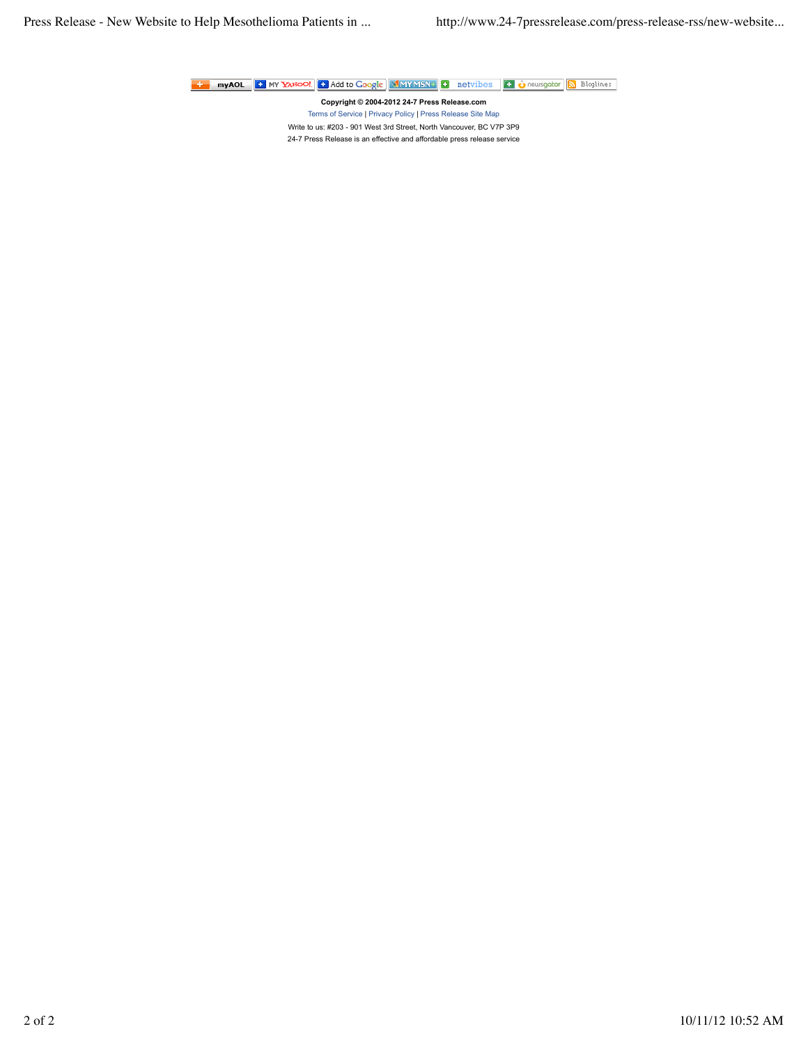myAOL | MY YAHOO! | Add to Google | MY MSN | netvibes | newsgator | Bloglines

**Copyright © 2004-2012 24-7 Press Release.com**

Terms of Service | Privacy Policy | Press Release Site Map

Write to us: #203 - 901 West 3rd Street, North Vancouver, BC V7P 3P9

24-7 Press Release is an effective and affordable press release service